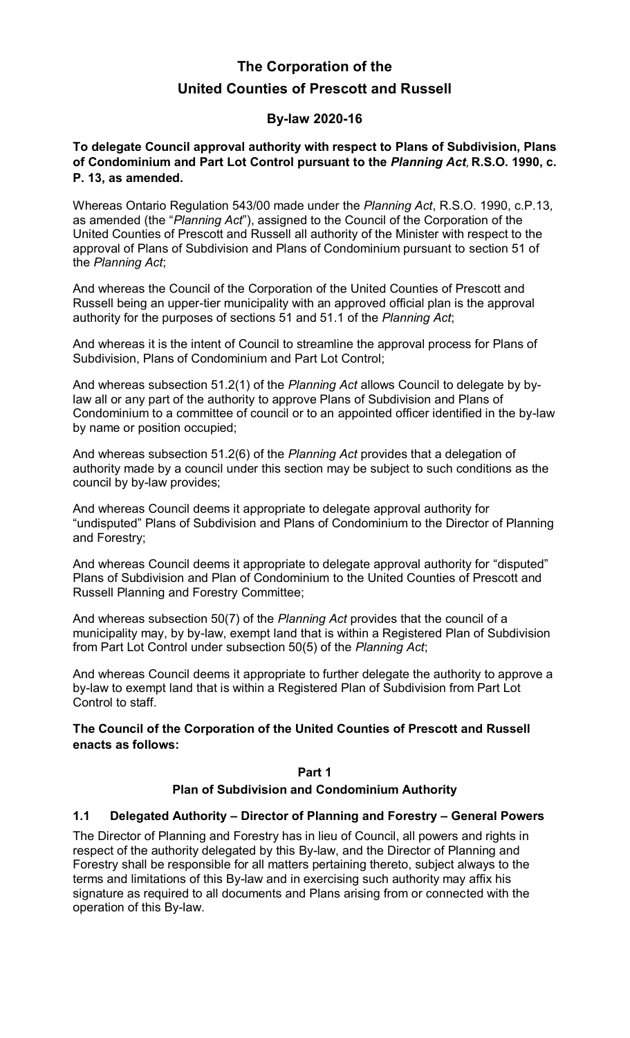# The Corporation of the
# United Counties of Prescott and Russell

## By-law 2020-16

**To delegate Council approval authority with respect to Plans of Subdivision, Plans of Condominium and Part Lot Control pursuant to the *Planning Act*, R.S.O. 1990, c. P. 13, as amended.**

Whereas Ontario Regulation 543/00 made under the *Planning Act*, R.S.O. 1990, c.P.13, as amended (the "*Planning Act*"), assigned to the Council of the Corporation of the United Counties of Prescott and Russell all authority of the Minister with respect to the approval of Plans of Subdivision and Plans of Condominium pursuant to section 51 of the *Planning Act*;

And whereas the Council of the Corporation of the United Counties of Prescott and Russell being an upper-tier municipality with an approved official plan is the approval authority for the purposes of sections 51 and 51.1 of the *Planning Act*;

And whereas it is the intent of Council to streamline the approval process for Plans of Subdivision, Plans of Condominium and Part Lot Control;

And whereas subsection 51.2(1) of the *Planning Act* allows Council to delegate by by-law all or any part of the authority to approve Plans of Subdivision and Plans of Condominium to a committee of council or to an appointed officer identified in the by-law by name or position occupied;

And whereas subsection 51.2(6) of the *Planning Act* provides that a delegation of authority made by a council under this section may be subject to such conditions as the council by by-law provides;

And whereas Council deems it appropriate to delegate approval authority for "undisputed" Plans of Subdivision and Plans of Condominium to the Director of Planning and Forestry;

And whereas Council deems it appropriate to delegate approval authority for "disputed" Plans of Subdivision and Plan of Condominium to the United Counties of Prescott and Russell Planning and Forestry Committee;

And whereas subsection 50(7) of the *Planning Act* provides that the council of a municipality may, by by-law, exempt land that is within a Registered Plan of Subdivision from Part Lot Control under subsection 50(5) of the *Planning Act*;

And whereas Council deems it appropriate to further delegate the authority to approve a by-law to exempt land that is within a Registered Plan of Subdivision from Part Lot Control to staff.

**The Council of the Corporation of the United Counties of Prescott and Russell enacts as follows:**

### Part 1
### Plan of Subdivision and Condominium Authority

#### 1.1 Delegated Authority – Director of Planning and Forestry – General Powers

The Director of Planning and Forestry has in lieu of Council, all powers and rights in respect of the authority delegated by this By-law, and the Director of Planning and Forestry shall be responsible for all matters pertaining thereto, subject always to the terms and limitations of this By-law and in exercising such authority may affix his signature as required to all documents and Plans arising from or connected with the operation of this By-law.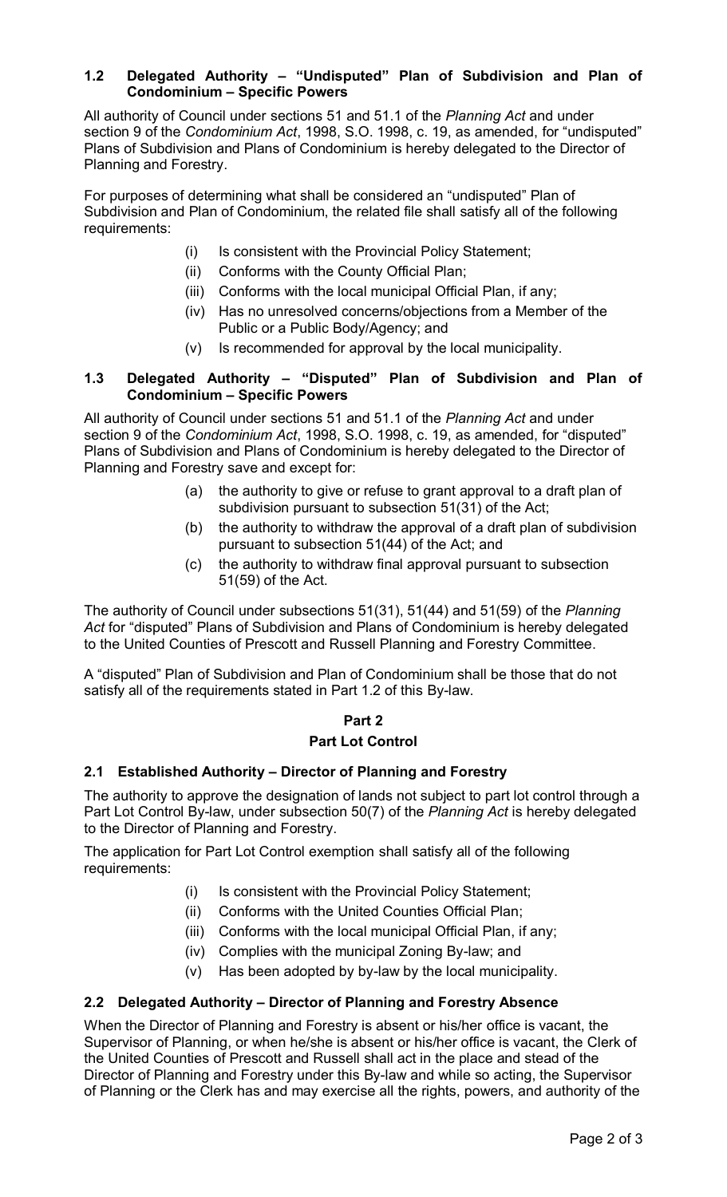### 1.2 Delegated Authority – "Undisputed" Plan of Subdivision and Plan of Condominium – Specific Powers

All authority of Council under sections 51 and 51.1 of the *Planning Act* and under section 9 of the *Condominium Act*, 1998, S.O. 1998, c. 19, as amended, for "undisputed" Plans of Subdivision and Plans of Condominium is hereby delegated to the Director of Planning and Forestry.

For purposes of determining what shall be considered an "undisputed" Plan of Subdivision and Plan of Condominium, the related file shall satisfy all of the following requirements:

- (i) Is consistent with the Provincial Policy Statement;
- (ii) Conforms with the County Official Plan;
- (iii) Conforms with the local municipal Official Plan, if any;
- (iv) Has no unresolved concerns/objections from a Member of the Public or a Public Body/Agency; and
- (v) Is recommended for approval by the local municipality.

### 1.3 Delegated Authority – "Disputed" Plan of Subdivision and Plan of Condominium – Specific Powers

All authority of Council under sections 51 and 51.1 of the *Planning Act* and under section 9 of the *Condominium Act*, 1998, S.O. 1998, c. 19, as amended, for "disputed" Plans of Subdivision and Plans of Condominium is hereby delegated to the Director of Planning and Forestry save and except for:

- (a) the authority to give or refuse to grant approval to a draft plan of subdivision pursuant to subsection 51(31) of the Act;
- (b) the authority to withdraw the approval of a draft plan of subdivision pursuant to subsection 51(44) of the Act; and
- (c) the authority to withdraw final approval pursuant to subsection 51(59) of the Act.

The authority of Council under subsections 51(31), 51(44) and 51(59) of the *Planning Act* for "disputed" Plans of Subdivision and Plans of Condominium is hereby delegated to the United Counties of Prescott and Russell Planning and Forestry Committee.

A "disputed" Plan of Subdivision and Plan of Condominium shall be those that do not satisfy all of the requirements stated in Part 1.2 of this By-law.

## Part 2

## Part Lot Control

### 2.1 Established Authority – Director of Planning and Forestry

The authority to approve the designation of lands not subject to part lot control through a Part Lot Control By-law, under subsection 50(7) of the *Planning Act* is hereby delegated to the Director of Planning and Forestry.

The application for Part Lot Control exemption shall satisfy all of the following requirements:

- (i) Is consistent with the Provincial Policy Statement;
- (ii) Conforms with the United Counties Official Plan;
- (iii) Conforms with the local municipal Official Plan, if any;
- (iv) Complies with the municipal Zoning By-law; and
- (v) Has been adopted by by-law by the local municipality.

### 2.2 Delegated Authority – Director of Planning and Forestry Absence

When the Director of Planning and Forestry is absent or his/her office is vacant, the Supervisor of Planning, or when he/she is absent or his/her office is vacant, the Clerk of the United Counties of Prescott and Russell shall act in the place and stead of the Director of Planning and Forestry under this By-law and while so acting, the Supervisor of Planning or the Clerk has and may exercise all the rights, powers, and authority of the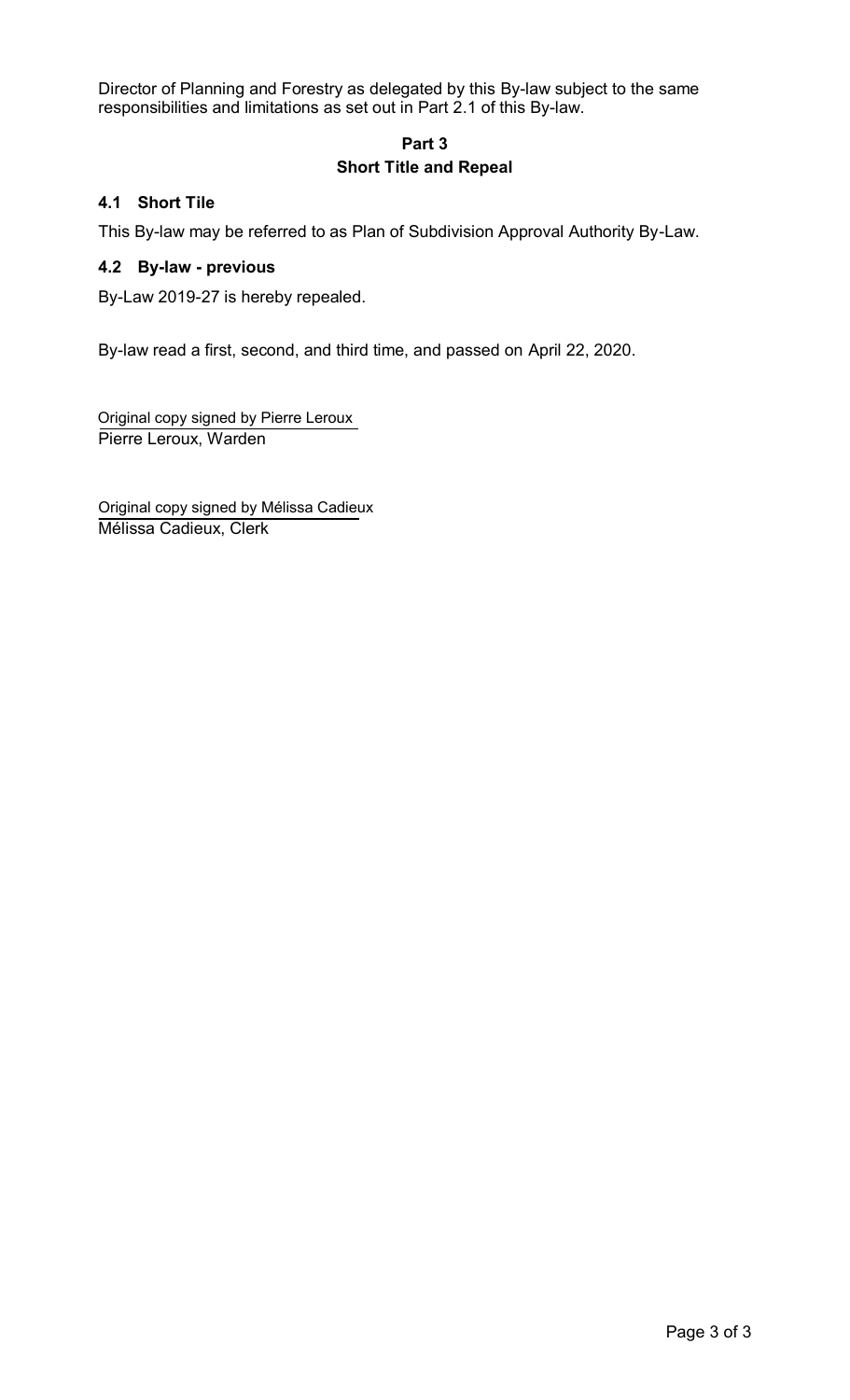Director of Planning and Forestry as delegated by this By-law subject to the same responsibilities and limitations as set out in Part 2.1 of this By-law.

## Part 3
## Short Title and Repeal

### 4.1 Short Tile

This By-law may be referred to as Plan of Subdivision Approval Authority By-Law.

### 4.2 By-law - previous

By-Law 2019-27 is hereby repealed.

By-law read a first, second, and third time, and passed on April 22, 2020.

Original copy signed by Pierre Leroux
Pierre Leroux, Warden

Original copy signed by Mélissa Cadieux
Mélissa Cadieux, Clerk